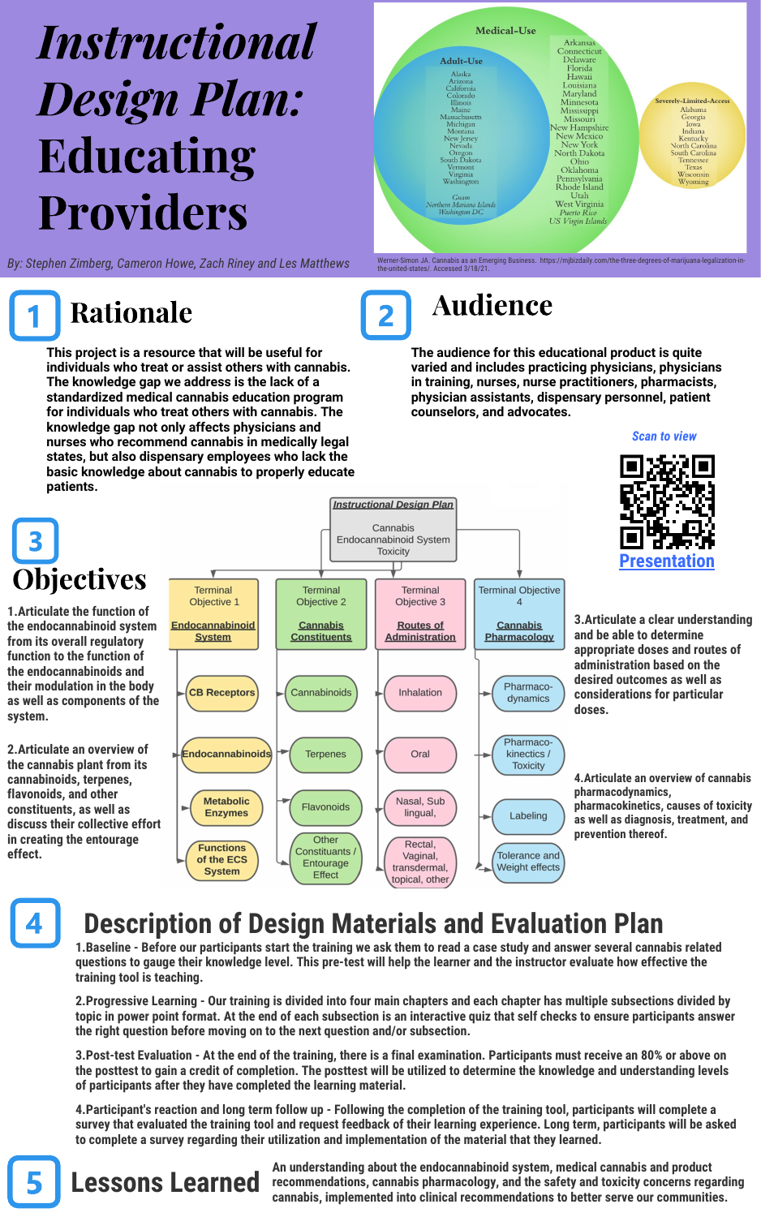# Instructional Design Plan: Educating Providers

*By: Stephen Zimberg, Cameron Howe, Zach Riney and Les Matthews*

**Medical-Use**

**Adult-Use**
Alaska
Arizona
California
Colorado
Illinois
Maine
Massachusetts
Michigan
Montana
New Jersey
Nevada
Oregon
South Dakota
Vermont
Virginia
Washington

*Guam*
*Northern Mariana Islands*
*Washington DC*

Arkansas
Connecticut
Delaware
Florida
Hawaii
Louisiana
Maryland
Minnesota
Mississippi
Missouri
New Hampshire
New Mexico
New York
North Dakota
Ohio
Oklahoma
Pennsylvania
Rhode Island
Utah
West Virginia
*Puerto Rico*
*US Virgin Islands*

**Severely-Limited-Access**
Alabama
Georgia
Iowa
Indiana
Kentucky
North Carolina
South Carolina
Tennessee
Texas
Wisconsin
Wyoming

Werner-Simon JA. Cannabis as an Emerging Business. https://mjbizdaily.com/the-three-degrees-of-marijuana-legalization-in-the-united-states/. Accessed 3/18/21.

## 1 Rationale

**This project is a resource that will be useful for individuals who treat or assist others with cannabis. The knowledge gap we address is the lack of a standardized medical cannabis education program for individuals who treat others with cannabis. The knowledge gap not only affects physicians and nurses who recommend cannabis in medically legal states, but also dispensary employees who lack the basic knowledge about cannabis to properly educate patients.**

## 2 Audience

**The audience for this educational product is quite varied and includes practicing physicians, physicians in training, nurses, nurse practitioners, pharmacists, physician assistants, dispensary personnel, patient counselors, and advocates.**

*Scan to view*

**Presentation**

## 3 Objectives

**1. Articulate the function of the endocannabinoid system from its overall regulatory function to the function of the endocannabinoids and their modulation in the body as well as components of the system.**

**2. Articulate an overview of the cannabis plant from its cannabinoids, terpenes, flavonoids, and other constituents, as well as discuss their collective effort in creating the entourage effect.**

**3. Articulate a clear understanding and be able to determine appropriate doses and routes of administration based on the desired outcomes as well as considerations for particular doses.**

**4. Articulate an overview of cannabis pharmacodynamics, pharmacokinetics, causes of toxicity as well as diagnosis, treatment, and prevention thereof.**

***Instructional Design Plan***
Cannabis
Endocannabinoid System
Toxicity

| Terminal Objective 1: **Endocannabinoid System** | Terminal Objective 2: **Cannabis Constituents** | Terminal Objective 3: **Routes of Administration** | Terminal Objective 4: **Cannabis Pharmacology** |
|---|---|---|---|
| CB Receptors | Cannabinoids | Inhalation | Pharmaco-dynamics |
| Endocannabinoids | Terpenes | Oral | Pharmaco-kinetics / Toxicity |
| Metabolic Enzymes | Flavonoids | Nasal, Sub lingual, | Labeling |
| Functions of the ECS System | Other Constituents / Entourage Effect | Rectal, Vaginal, transdermal, topical, other | Tolerance and Weight effects |

## 4 Description of Design Materials and Evaluation Plan

**1. Baseline - Before our participants start the training we ask them to read a case study and answer several cannabis related questions to gauge their knowledge level. This pre-test will help the learner and the instructor evaluate how effective the training tool is teaching.**

**2. Progressive Learning - Our training is divided into four main chapters and each chapter has multiple subsections divided by topic in power point format. At the end of each subsection is an interactive quiz that self checks to ensure participants answer the right question before moving on to the next question and/or subsection.**

**3. Post-test Evaluation - At the end of the training, there is a final examination. Participants must receive an 80% or above on the posttest to gain a credit of completion. The posttest will be utilized to determine the knowledge and understanding levels of participants after they have completed the learning material.**

**4. Participant's reaction and long term follow up - Following the completion of the training tool, participants will complete a survey that evaluated the training tool and request feedback of their learning experience. Long term, participants will be asked to complete a survey regarding their utilization and implementation of the material that they learned.**

## 5 Lessons Learned

**An understanding about the endocannabinoid system, medical cannabis and product recommendations, cannabis pharmacology, and the safety and toxicity concerns regarding cannabis, implemented into clinical recommendations to better serve our communities.**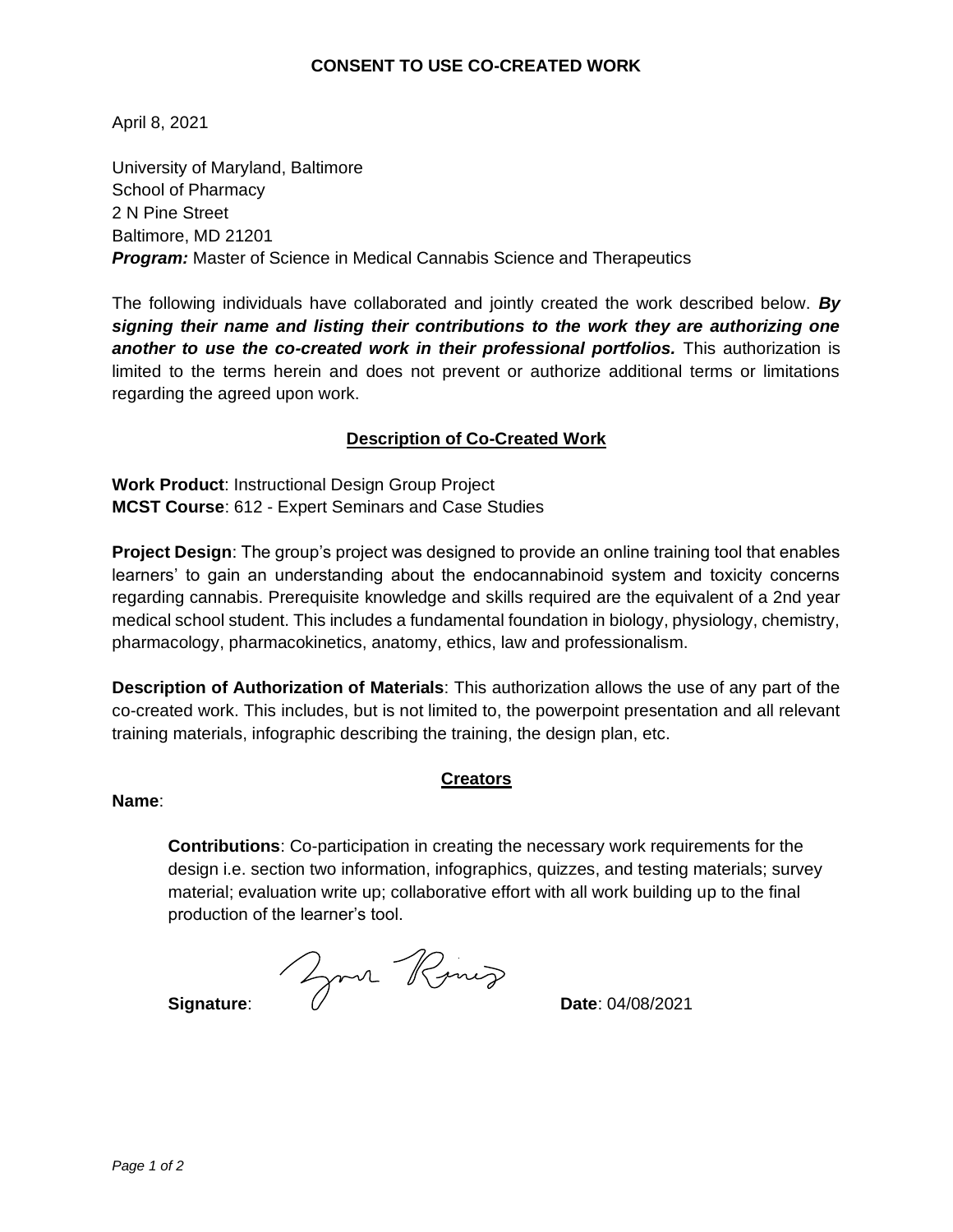**CONSENT TO USE CO-CREATED WORK**

April 8, 2021

University of Maryland, Baltimore
School of Pharmacy
2 N Pine Street
Baltimore, MD 21201
***Program:*** Master of Science in Medical Cannabis Science and Therapeutics

The following individuals have collaborated and jointly created the work described below. ***By signing their name and listing their contributions to the work they are authorizing one another to use the co-created work in their professional portfolios.*** This authorization is limited to the terms herein and does not prevent or authorize additional terms or limitations regarding the agreed upon work.

**Description of Co-Created Work**

**Work Product**: Instructional Design Group Project
**MCST Course**: 612 - Expert Seminars and Case Studies

**Project Design**: The group's project was designed to provide an online training tool that enables learners' to gain an understanding about the endocannabinoid system and toxicity concerns regarding cannabis. Prerequisite knowledge and skills required are the equivalent of a 2nd year medical school student. This includes a fundamental foundation in biology, physiology, chemistry, pharmacology, pharmacokinetics, anatomy, ethics, law and professionalism.

**Description of Authorization of Materials**: This authorization allows the use of any part of the co-created work. This includes, but is not limited to, the powerpoint presentation and all relevant training materials, infographic describing the training, the design plan, etc.

**Creators**

**Name**:

> **Contributions**: Co-participation in creating the necessary work requirements for the design i.e. section two information, infographics, quizzes, and testing materials; survey material; evaluation write up; collaborative effort with all work building up to the final production of the learner's tool.
>
> **Signature**: [signature] **Date**: 04/08/2021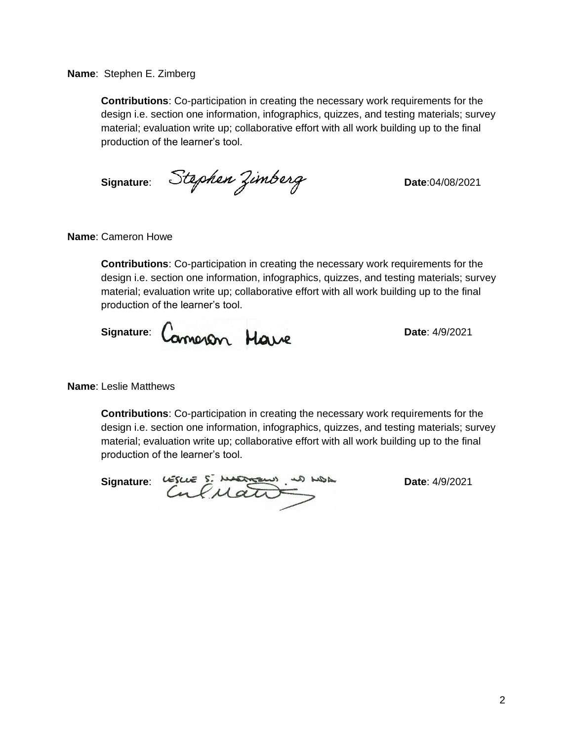**Name**: Stephen E. Zimberg

**Contributions**: Co-participation in creating the necessary work requirements for the design i.e. section one information, infographics, quizzes, and testing materials; survey material; evaluation write up; collaborative effort with all work building up to the final production of the learner's tool.

**Signature**: Stephen Zimberg **Date**:04/08/2021

**Name**: Cameron Howe

**Contributions**: Co-participation in creating the necessary work requirements for the design i.e. section one information, infographics, quizzes, and testing materials; survey material; evaluation write up; collaborative effort with all work building up to the final production of the learner's tool.

**Signature**: Cameron Howe **Date**: 4/9/2021

**Name**: Leslie Matthews

**Contributions**: Co-participation in creating the necessary work requirements for the design i.e. section one information, infographics, quizzes, and testing materials; survey material; evaluation write up; collaborative effort with all work building up to the final production of the learner's tool.

**Signature**: LESLIE S. MATTHEWS **Date**: 4/9/2021